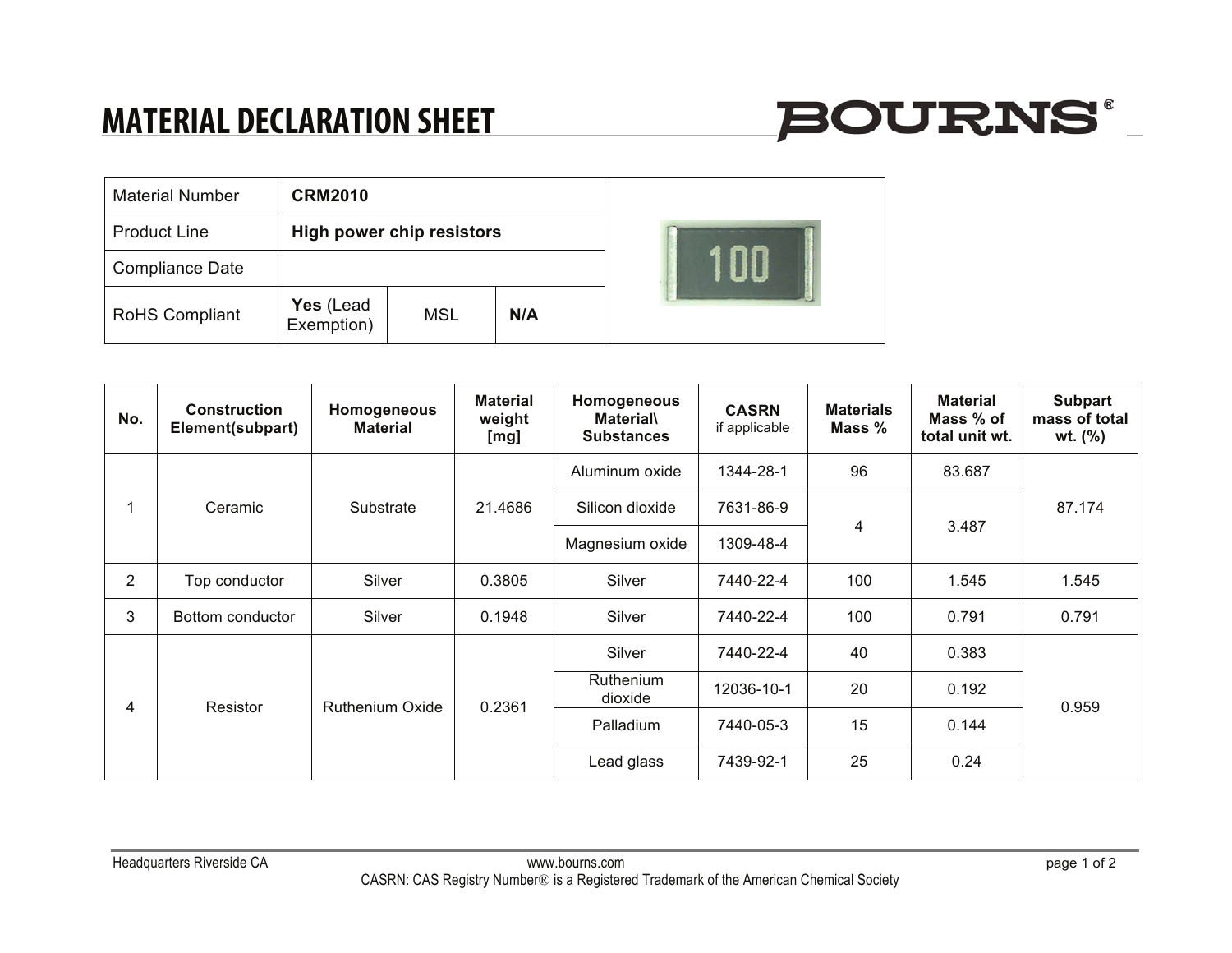# MATERIAL DECLARATION SHEET

BOURNS®

| Material Number | **CRM2010** | | |
|---|---|---|---|
| Product Line | **High power chip resistors** | | |
| Compliance Date | | | |
| RoHS Compliant | **Yes** (Lead Exemption) | MSL | **N/A** |

| No. | Construction Element(subpart) | Homogeneous Material | Material weight [mg] | Homogeneous Material\ Substances | CASRN if applicable | Materials Mass % | Material Mass % of total unit wt. | Subpart mass of total wt. (%) |
|---|---|---|---|---|---|---|---|---|
| 1 | Ceramic | Substrate | 21.4686 | Aluminum oxide | 1344-28-1 | 96 | 83.687 | 87.174 |
| | | | | Silicon dioxide | 7631-86-9 | 4 | 3.487 | |
| | | | | Magnesium oxide | 1309-48-4 | | | |
| 2 | Top conductor | Silver | 0.3805 | Silver | 7440-22-4 | 100 | 1.545 | 1.545 |
| 3 | Bottom conductor | Silver | 0.1948 | Silver | 7440-22-4 | 100 | 0.791 | 0.791 |
| 4 | Resistor | Ruthenium Oxide | 0.2361 | Silver | 7440-22-4 | 40 | 0.383 | 0.959 |
| | | | | Ruthenium dioxide | 12036-10-1 | 20 | 0.192 | |
| | | | | Palladium | 7440-05-3 | 15 | 0.144 | |
| | | | | Lead glass | 7439-92-1 | 25 | 0.24 | |

Headquarters Riverside CA www.bourns.com

CASRN: CAS Registry Number® is a Registered Trademark of the American Chemical Society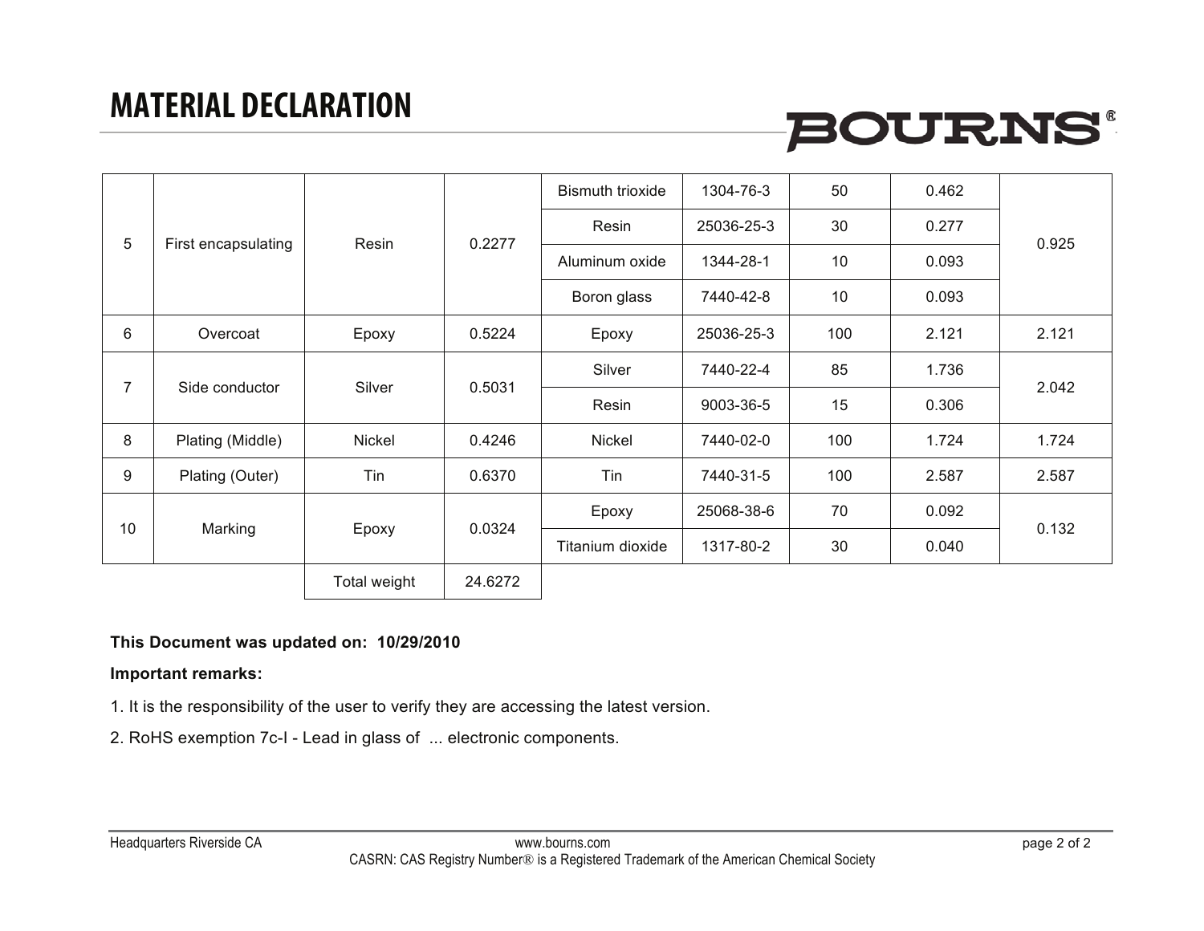# MATERIAL DECLARATION

BOURNS®

| | | | | | | | | |
|---|---|---|---|---|---|---|---|---|
| 5 | First encapsulating | Resin | 0.2277 | Bismuth trioxide | 1304-76-3 | 50 | 0.462 | 0.925 |
| | | | | Resin | 25036-25-3 | 30 | 0.277 | |
| | | | | Aluminum oxide | 1344-28-1 | 10 | 0.093 | |
| | | | | Boron glass | 7440-42-8 | 10 | 0.093 | |
| 6 | Overcoat | Epoxy | 0.5224 | Epoxy | 25036-25-3 | 100 | 2.121 | 2.121 |
| 7 | Side conductor | Silver | 0.5031 | Silver | 7440-22-4 | 85 | 1.736 | 2.042 |
| | | | | Resin | 9003-36-5 | 15 | 0.306 | |
| 8 | Plating (Middle) | Nickel | 0.4246 | Nickel | 7440-02-0 | 100 | 1.724 | 1.724 |
| 9 | Plating (Outer) | Tin | 0.6370 | Tin | 7440-31-5 | 100 | 2.587 | 2.587 |
| 10 | Marking | Epoxy | 0.0324 | Epoxy | 25068-38-6 | 70 | 0.092 | 0.132 |
| | | | | Titanium dioxide | 1317-80-2 | 30 | 0.040 | |
| | | Total weight | 24.6272 | | | | | |

**This Document was updated on: 10/29/2010**

**Important remarks:**

1. It is the responsibility of the user to verify they are accessing the latest version.

2. RoHS exemption 7c-I - Lead in glass of ... electronic components.

Headquarters Riverside CA www.bourns.com

CASRN: CAS Registry Number® is a Registered Trademark of the American Chemical Society